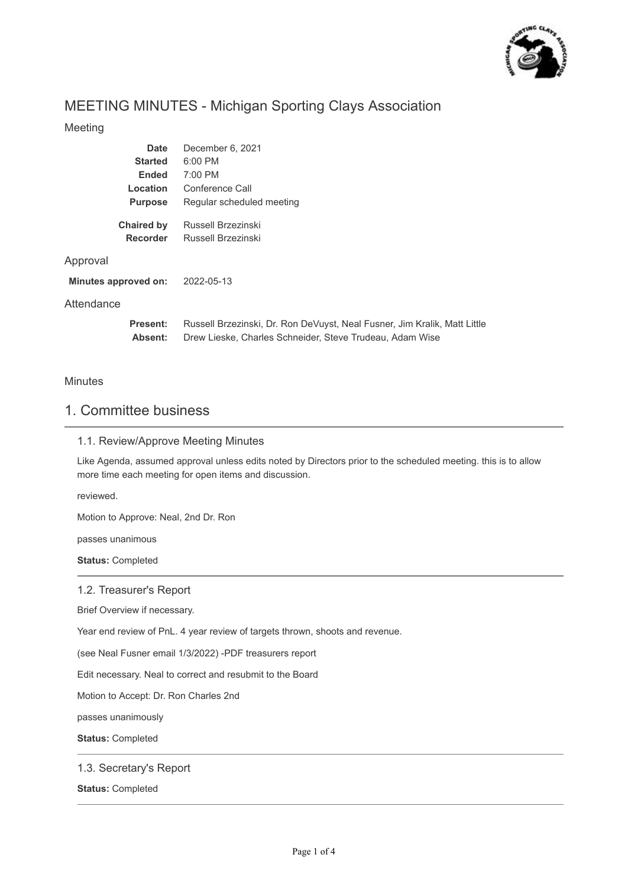# MEETING MINUTES - Michigan Sporting Clays Association

## Meeting

| | |
|---|---|
| **Date** | December 6, 2021 |
| **Started** | 6:00 PM |
| **Ended** | 7:00 PM |
| **Location** | Conference Call |
| **Purpose** | Regular scheduled meeting |
| **Chaired by** | Russell Brzezinski |
| **Recorder** | Russell Brzezinski |

## Approval

**Minutes approved on:** 2022-05-13

## Attendance

**Present:** Russell Brzezinski, Dr. Ron DeVuyst, Neal Fusner, Jim Kralik, Matt Little

**Absent:** Drew Lieske, Charles Schneider, Steve Trudeau, Adam Wise

## Minutes

# 1. Committee business

### 1.1. Review/Approve Meeting Minutes

Like Agenda, assumed approval unless edits noted by Directors prior to the scheduled meeting. this is to allow more time each meeting for open items and discussion.

reviewed.

Motion to Approve: Neal, 2nd Dr. Ron

passes unanimous

**Status:** Completed

### 1.2. Treasurer's Report

Brief Overview if necessary.

Year end review of PnL. 4 year review of targets thrown, shoots and revenue.

(see Neal Fusner email 1/3/2022) -PDF treasurers report

Edit necessary. Neal to correct and resubmit to the Board

Motion to Accept: Dr. Ron Charles 2nd

passes unanimously

**Status:** Completed

### 1.3. Secretary's Report

**Status:** Completed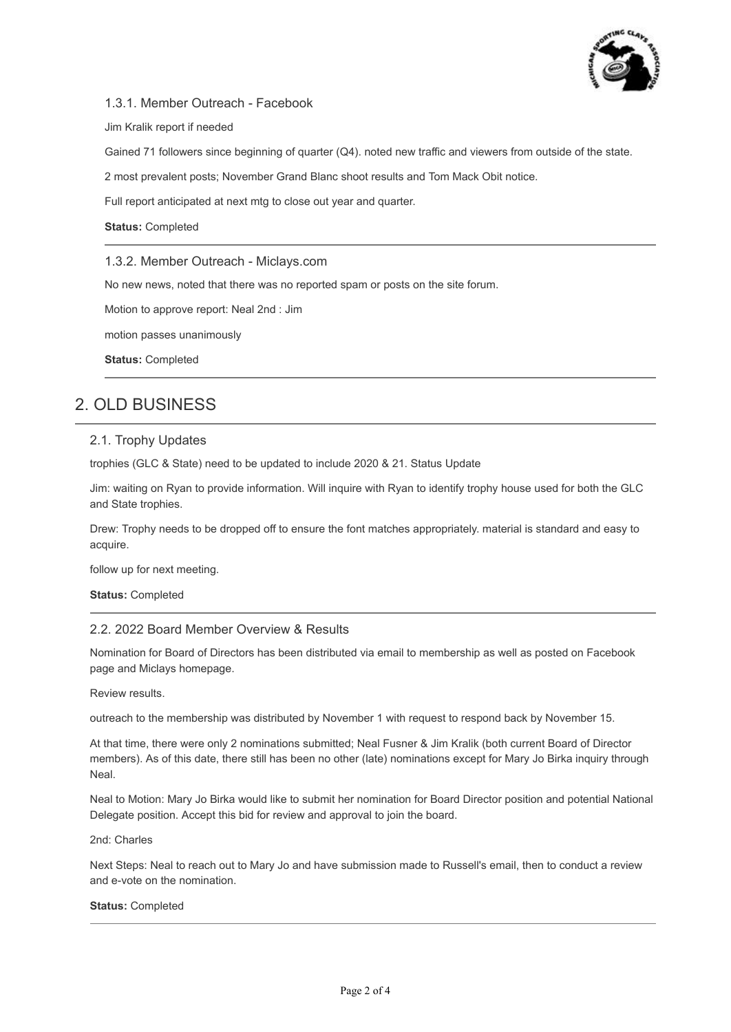#### 1.3.1. Member Outreach - Facebook

Jim Kralik report if needed

Gained 71 followers since beginning of quarter (Q4). noted new traffic and viewers from outside of the state.

2 most prevalent posts; November Grand Blanc shoot results and Tom Mack Obit notice.

Full report anticipated at next mtg to close out year and quarter.

**Status:** Completed

#### 1.3.2. Member Outreach - Miclays.com

No new news, noted that there was no reported spam or posts on the site forum.

Motion to approve report: Neal 2nd : Jim

motion passes unanimously

**Status:** Completed

## 2. OLD BUSINESS

### 2.1. Trophy Updates

trophies (GLC & State) need to be updated to include 2020 & 21. Status Update

Jim: waiting on Ryan to provide information. Will inquire with Ryan to identify trophy house used for both the GLC and State trophies.

Drew: Trophy needs to be dropped off to ensure the font matches appropriately. material is standard and easy to acquire.

follow up for next meeting.

**Status:** Completed

### 2.2. 2022 Board Member Overview & Results

Nomination for Board of Directors has been distributed via email to membership as well as posted on Facebook page and Miclays homepage.

Review results.

outreach to the membership was distributed by November 1 with request to respond back by November 15.

At that time, there were only 2 nominations submitted; Neal Fusner & Jim Kralik (both current Board of Director members). As of this date, there still has been no other (late) nominations except for Mary Jo Birka inquiry through Neal.

Neal to Motion: Mary Jo Birka would like to submit her nomination for Board Director position and potential National Delegate position. Accept this bid for review and approval to join the board.

2nd: Charles

Next Steps: Neal to reach out to Mary Jo and have submission made to Russell's email, then to conduct a review and e-vote on the nomination.

**Status:** Completed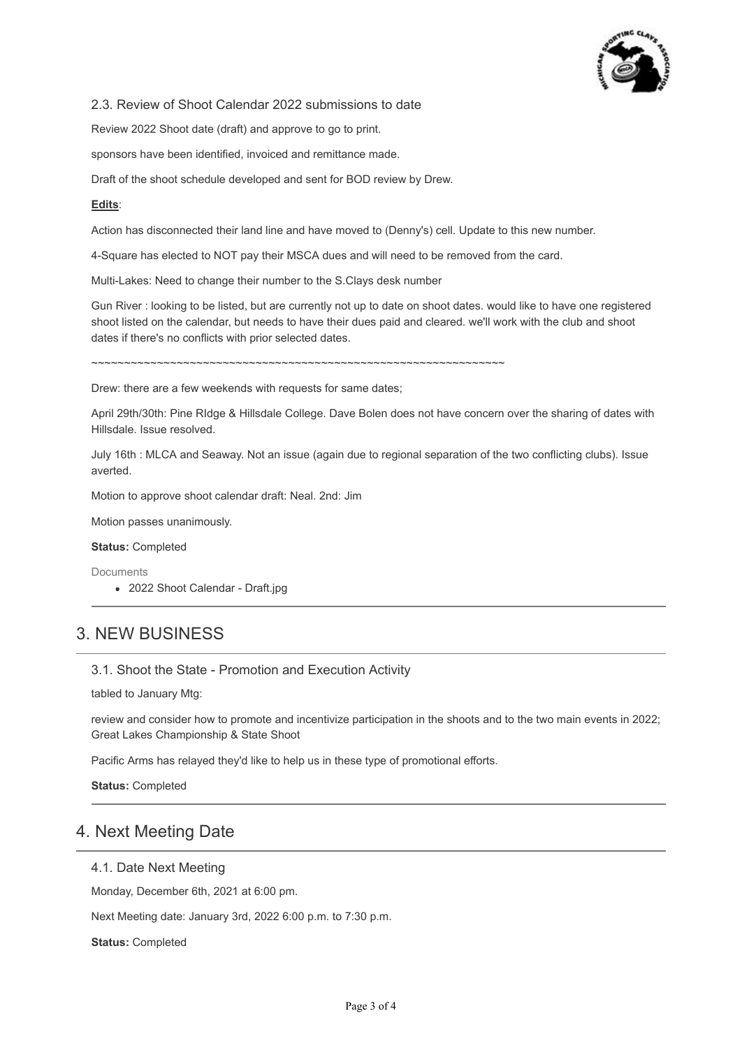### 2.3. Review of Shoot Calendar 2022 submissions to date

Review 2022 Shoot date (draft) and approve to go to print.

sponsors have been identified, invoiced and remittance made.

Draft of the shoot schedule developed and sent for BOD review by Drew.

**Edits**:

Action has disconnected their land line and have moved to (Denny's) cell. Update to this new number.

4-Square has elected to NOT pay their MSCA dues and will need to be removed from the card.

Multi-Lakes: Need to change their number to the S.Clays desk number

Gun River : looking to be listed, but are currently not up to date on shoot dates. would like to have one registered shoot listed on the calendar, but needs to have their dues paid and cleared. we'll work with the club and shoot dates if there's no conflicts with prior selected dates.

~~~~~~~~~~~~~~~~~~~~~~~~~~~~~~~~~~~~~~~~~~~~~~~~~~~~~~~~~~~~~~~~

Drew: there are a few weekends with requests for same dates;

April 29th/30th: Pine RIdge & Hillsdale College. Dave Bolen does not have concern over the sharing of dates with Hillsdale. Issue resolved.

July 16th : MLCA and Seaway. Not an issue (again due to regional separation of the two conflicting clubs). Issue averted.

Motion to approve shoot calendar draft: Neal. 2nd: Jim

Motion passes unanimously.

**Status:** Completed

Documents

- 2022 Shoot Calendar - Draft.jpg

## 3. NEW BUSINESS

### 3.1. Shoot the State - Promotion and Execution Activity

tabled to January Mtg:

review and consider how to promote and incentivize participation in the shoots and to the two main events in 2022; Great Lakes Championship & State Shoot

Pacific Arms has relayed they'd like to help us in these type of promotional efforts.

**Status:** Completed

## 4. Next Meeting Date

### 4.1. Date Next Meeting

Monday, December 6th, 2021 at 6:00 pm.

Next Meeting date: January 3rd, 2022 6:00 p.m. to 7:30 p.m.

**Status:** Completed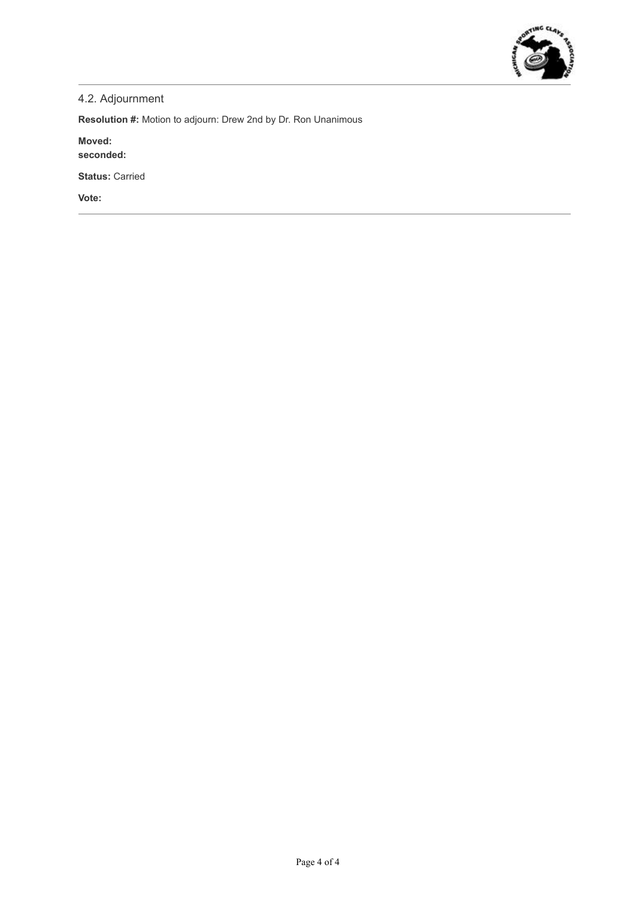## 4.2. Adjournment

**Resolution #:** Motion to adjourn: Drew 2nd by Dr. Ron Unanimous

**Moved:**
**seconded:**

**Status:** Carried

**Vote:**